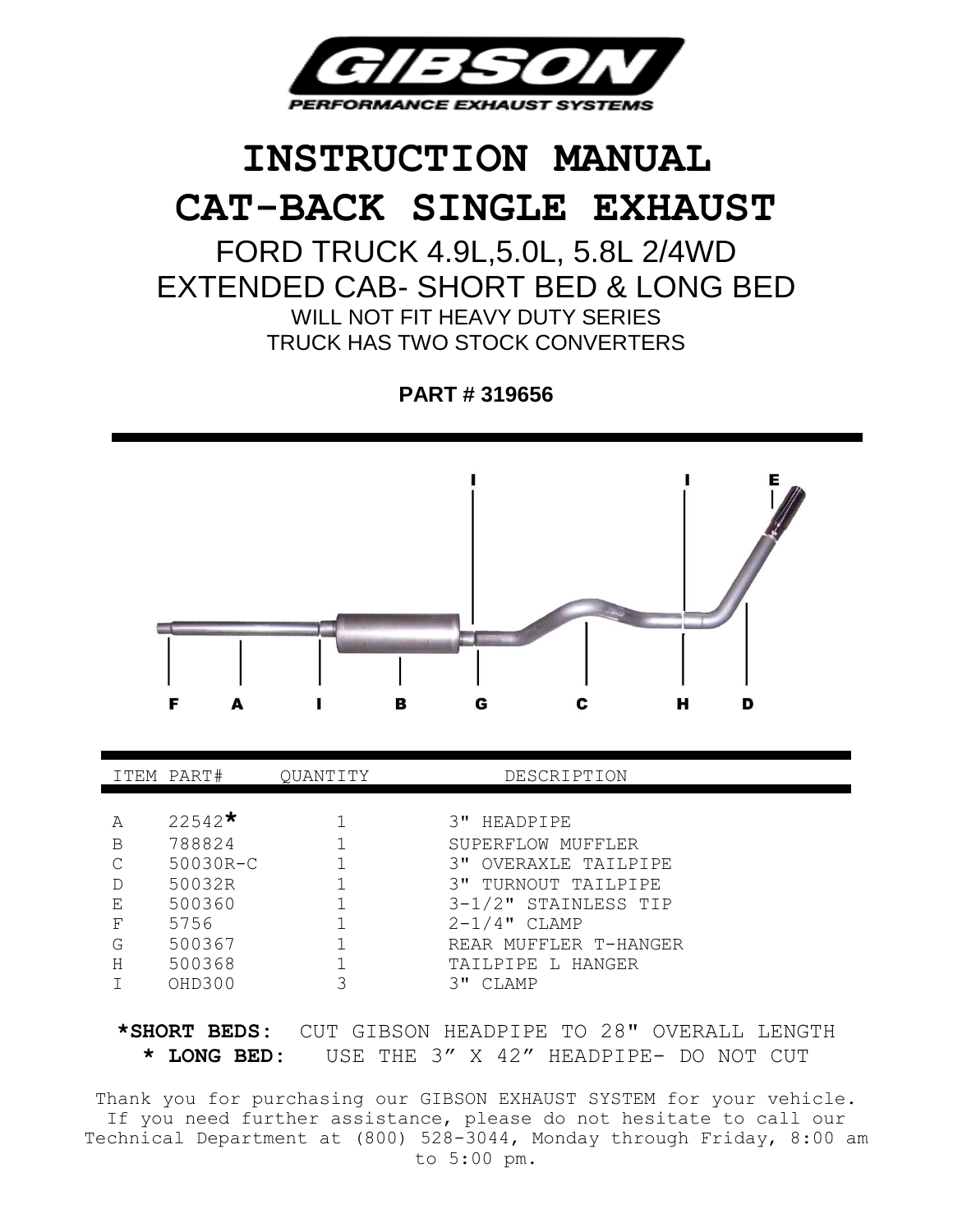GIBSON

PERFORMANCE EXHAUST SYSTEMS

# INSTRUCTION MANUAL

# CAT-BACK SINGLE EXHAUST

## FORD TRUCK 4.9L,5.0L, 5.8L 2/4WD
## EXTENDED CAB- SHORT BED & LONG BED

WILL NOT FIT HEAVY DUTY SERIES
TRUCK HAS TWO STOCK CONVERTERS

**PART # 319656**

I I E

F A I B G C H D

| ITEM | PART# | QUANTITY | DESCRIPTION |
|---|---|---|---|
| A | 22542* | 1 | 3" HEADPIPE |
| B | 788824 | 1 | SUPERFLOW MUFFLER |
| C | 50030R-C | 1 | 3" OVERAXLE TAILPIPE |
| D | 50032R | 1 | 3" TURNOUT TAILPIPE |
| E | 500360 | 1 | 3-1/2" STAINLESS TIP |
| F | 5756 | 1 | 2-1/4" CLAMP |
| G | 500367 | 1 | REAR MUFFLER T-HANGER |
| H | 500368 | 1 | TAILPIPE L HANGER |
| I | OHD300 | 3 | 3" CLAMP |

**\*SHORT BEDS:** CUT GIBSON HEADPIPE TO 28" OVERALL LENGTH
**\* LONG BED:** USE THE 3" X 42" HEADPIPE- DO NOT CUT

Thank you for purchasing our GIBSON EXHAUST SYSTEM for your vehicle. If you need further assistance, please do not hesitate to call our Technical Department at (800) 528-3044, Monday through Friday, 8:00 am to 5:00 pm.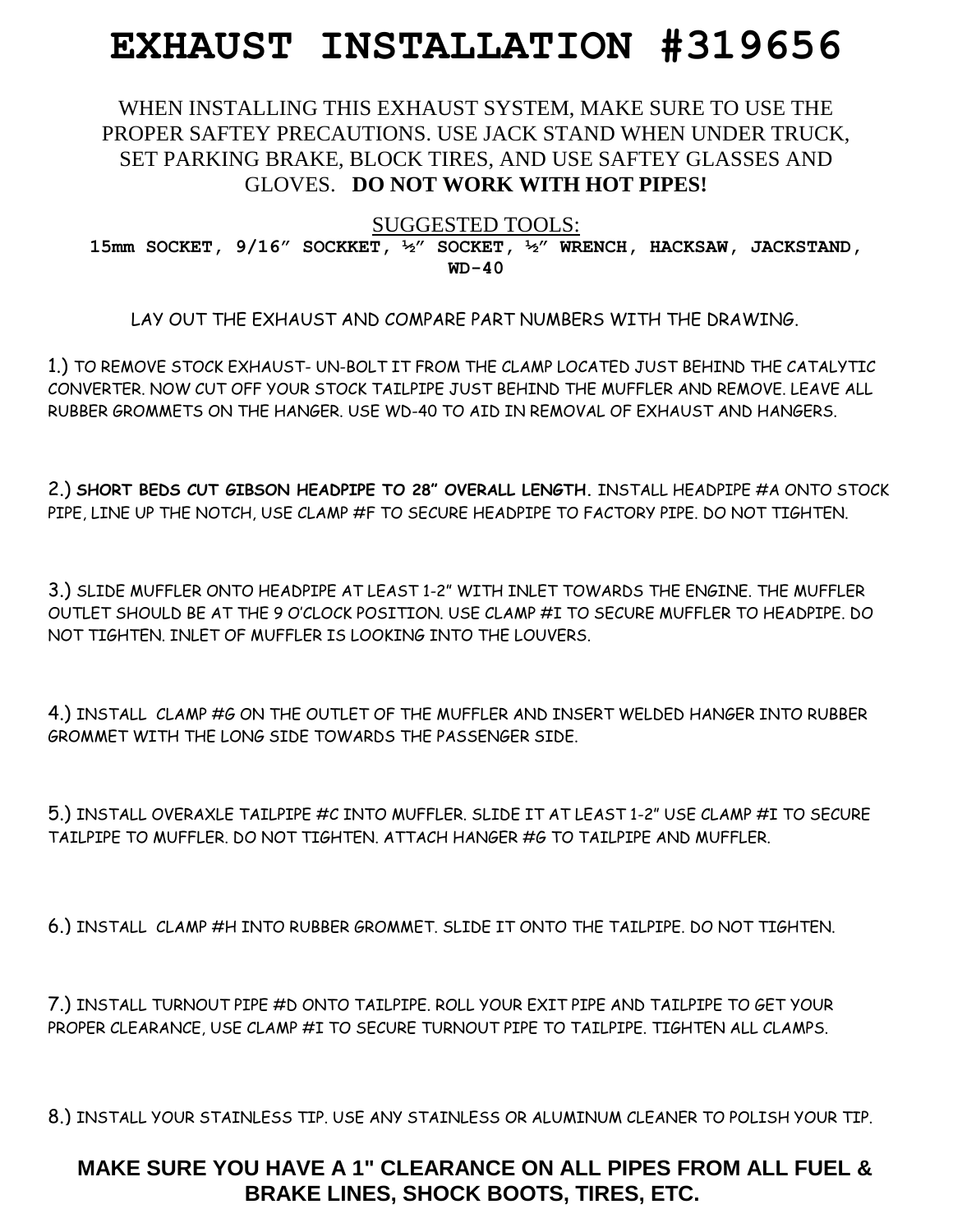# EXHAUST INSTALLATION #319656

WHEN INSTALLING THIS EXHAUST SYSTEM, MAKE SURE TO USE THE PROPER SAFTEY PRECAUTIONS. USE JACK STAND WHEN UNDER TRUCK, SET PARKING BRAKE, BLOCK TIRES, AND USE SAFTEY GLASSES AND GLOVES. **DO NOT WORK WITH HOT PIPES!**

SUGGESTED TOOLS:

**15mm SOCKET, 9/16" SOCKKET, ½" SOCKET, ½" WRENCH, HACKSAW, JACKSTAND, WD-40**

LAY OUT THE EXHAUST AND COMPARE PART NUMBERS WITH THE DRAWING.

1.) TO REMOVE STOCK EXHAUST- UN-BOLT IT FROM THE CLAMP LOCATED JUST BEHIND THE CATALYTIC CONVERTER. NOW CUT OFF YOUR STOCK TAILPIPE JUST BEHIND THE MUFFLER AND REMOVE. LEAVE ALL RUBBER GROMMETS ON THE HANGER. USE WD-40 TO AID IN REMOVAL OF EXHAUST AND HANGERS.

2.) **SHORT BEDS CUT GIBSON HEADPIPE TO 28" OVERALL LENGTH.** INSTALL HEADPIPE #A ONTO STOCK PIPE, LINE UP THE NOTCH, USE CLAMP #F TO SECURE HEADPIPE TO FACTORY PIPE. DO NOT TIGHTEN.

3.) SLIDE MUFFLER ONTO HEADPIPE AT LEAST 1-2" WITH INLET TOWARDS THE ENGINE. THE MUFFLER OUTLET SHOULD BE AT THE 9 O'CLOCK POSITION. USE CLAMP #I TO SECURE MUFFLER TO HEADPIPE. DO NOT TIGHTEN. INLET OF MUFFLER IS LOOKING INTO THE LOUVERS.

4.) INSTALL CLAMP #G ON THE OUTLET OF THE MUFFLER AND INSERT WELDED HANGER INTO RUBBER GROMMET WITH THE LONG SIDE TOWARDS THE PASSENGER SIDE.

5.) INSTALL OVERAXLE TAILPIPE #C INTO MUFFLER. SLIDE IT AT LEAST 1-2" USE CLAMP #I TO SECURE TAILPIPE TO MUFFLER. DO NOT TIGHTEN. ATTACH HANGER #G TO TAILPIPE AND MUFFLER.

6.) INSTALL CLAMP #H INTO RUBBER GROMMET. SLIDE IT ONTO THE TAILPIPE. DO NOT TIGHTEN.

7.) INSTALL TURNOUT PIPE #D ONTO TAILPIPE. ROLL YOUR EXIT PIPE AND TAILPIPE TO GET YOUR PROPER CLEARANCE, USE CLAMP #I TO SECURE TURNOUT PIPE TO TAILPIPE. TIGHTEN ALL CLAMPS.

8.) INSTALL YOUR STAINLESS TIP. USE ANY STAINLESS OR ALUMINUM CLEANER TO POLISH YOUR TIP.

**MAKE SURE YOU HAVE A 1" CLEARANCE ON ALL PIPES FROM ALL FUEL & BRAKE LINES, SHOCK BOOTS, TIRES, ETC.**